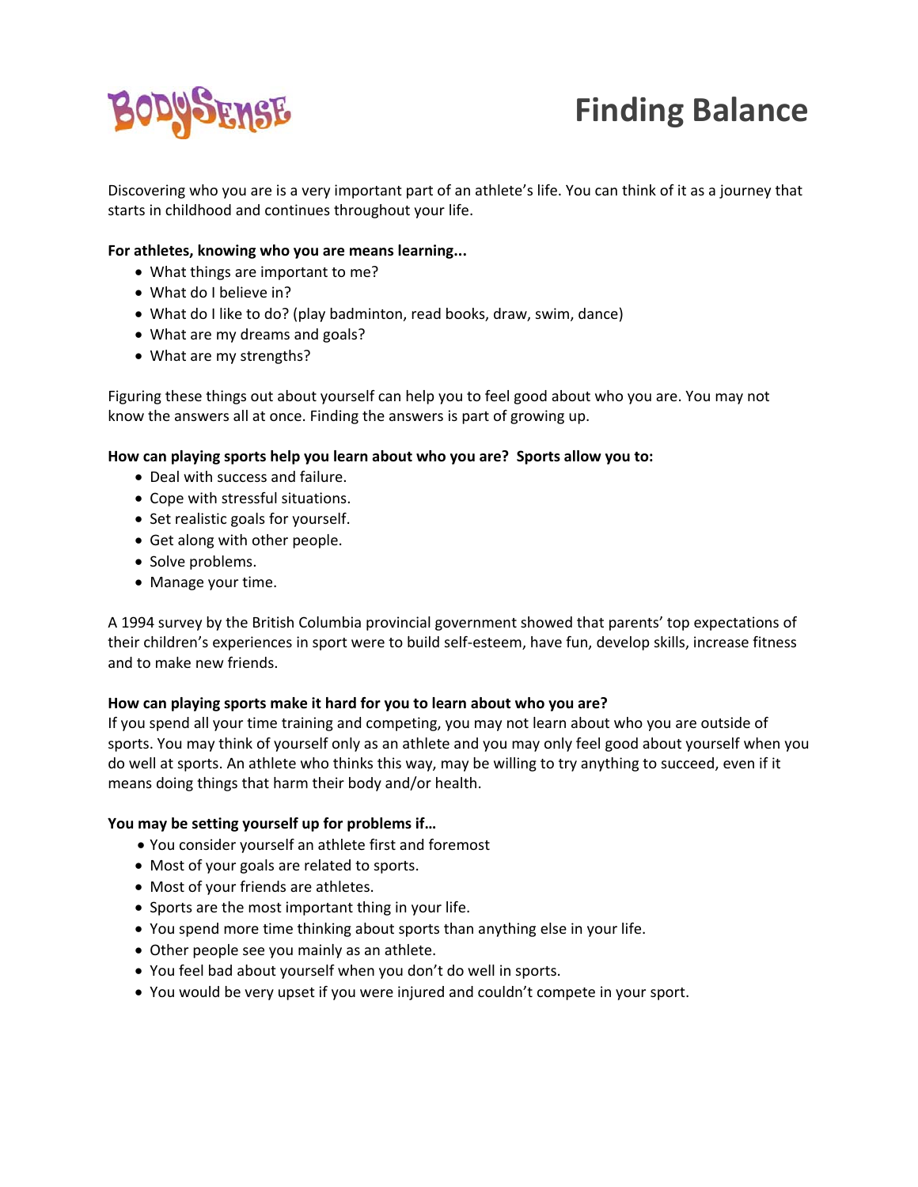BodySense

# Finding Balance

Discovering who you are is a very important part of an athlete's life. You can think of it as a journey that starts in childhood and continues throughout your life.

**For athletes, knowing who you are means learning...**

- What things are important to me?
- What do I believe in?
- What do I like to do? (play badminton, read books, draw, swim, dance)
- What are my dreams and goals?
- What are my strengths?

Figuring these things out about yourself can help you to feel good about who you are. You may not know the answers all at once. Finding the answers is part of growing up.

**How can playing sports help you learn about who you are? Sports allow you to:**

- Deal with success and failure.
- Cope with stressful situations.
- Set realistic goals for yourself.
- Get along with other people.
- Solve problems.
- Manage your time.

A 1994 survey by the British Columbia provincial government showed that parents' top expectations of their children's experiences in sport were to build self-esteem, have fun, develop skills, increase fitness and to make new friends.

**How can playing sports make it hard for you to learn about who you are?**
If you spend all your time training and competing, you may not learn about who you are outside of sports. You may think of yourself only as an athlete and you may only feel good about yourself when you do well at sports. An athlete who thinks this way, may be willing to try anything to succeed, even if it means doing things that harm their body and/or health.

**You may be setting yourself up for problems if…**

- You consider yourself an athlete first and foremost
- Most of your goals are related to sports.
- Most of your friends are athletes.
- Sports are the most important thing in your life.
- You spend more time thinking about sports than anything else in your life.
- Other people see you mainly as an athlete.
- You feel bad about yourself when you don't do well in sports.
- You would be very upset if you were injured and couldn't compete in your sport.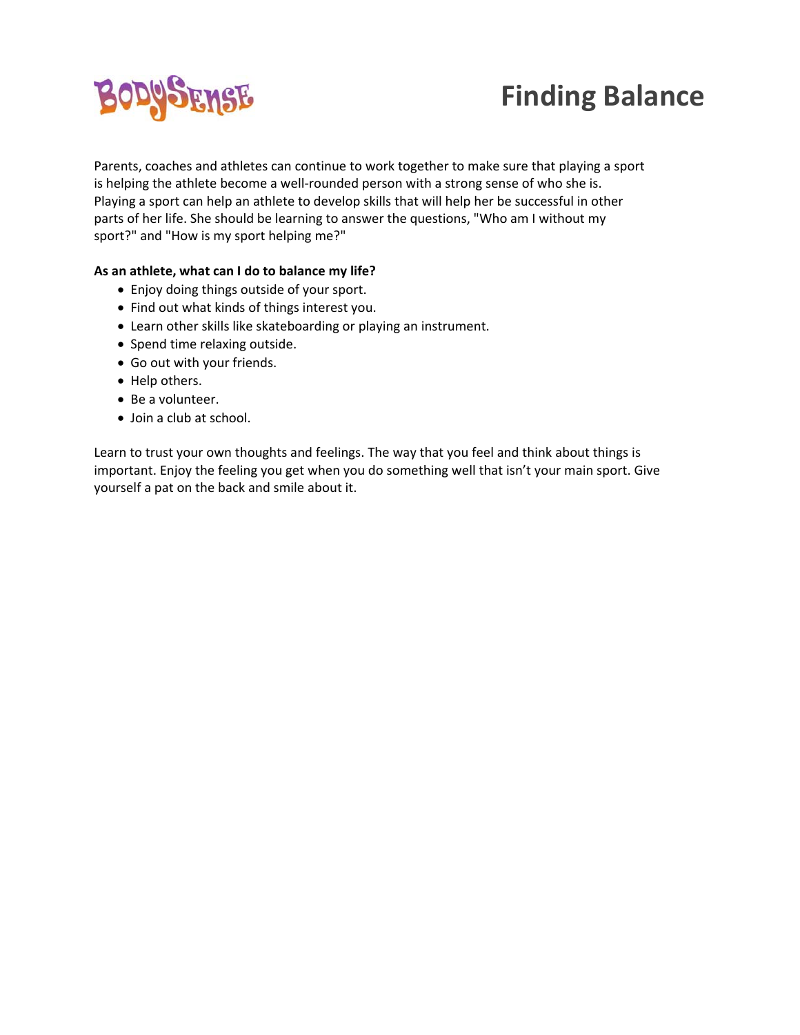BodySense

# Finding Balance

Parents, coaches and athletes can continue to work together to make sure that playing a sport is helping the athlete become a well-rounded person with a strong sense of who she is. Playing a sport can help an athlete to develop skills that will help her be successful in other parts of her life. She should be learning to answer the questions, "Who am I without my sport?" and "How is my sport helping me?"

**As an athlete, what can I do to balance my life?**

- Enjoy doing things outside of your sport.
- Find out what kinds of things interest you.
- Learn other skills like skateboarding or playing an instrument.
- Spend time relaxing outside.
- Go out with your friends.
- Help others.
- Be a volunteer.
- Join a club at school.

Learn to trust your own thoughts and feelings. The way that you feel and think about things is important. Enjoy the feeling you get when you do something well that isn't your main sport. Give yourself a pat on the back and smile about it.